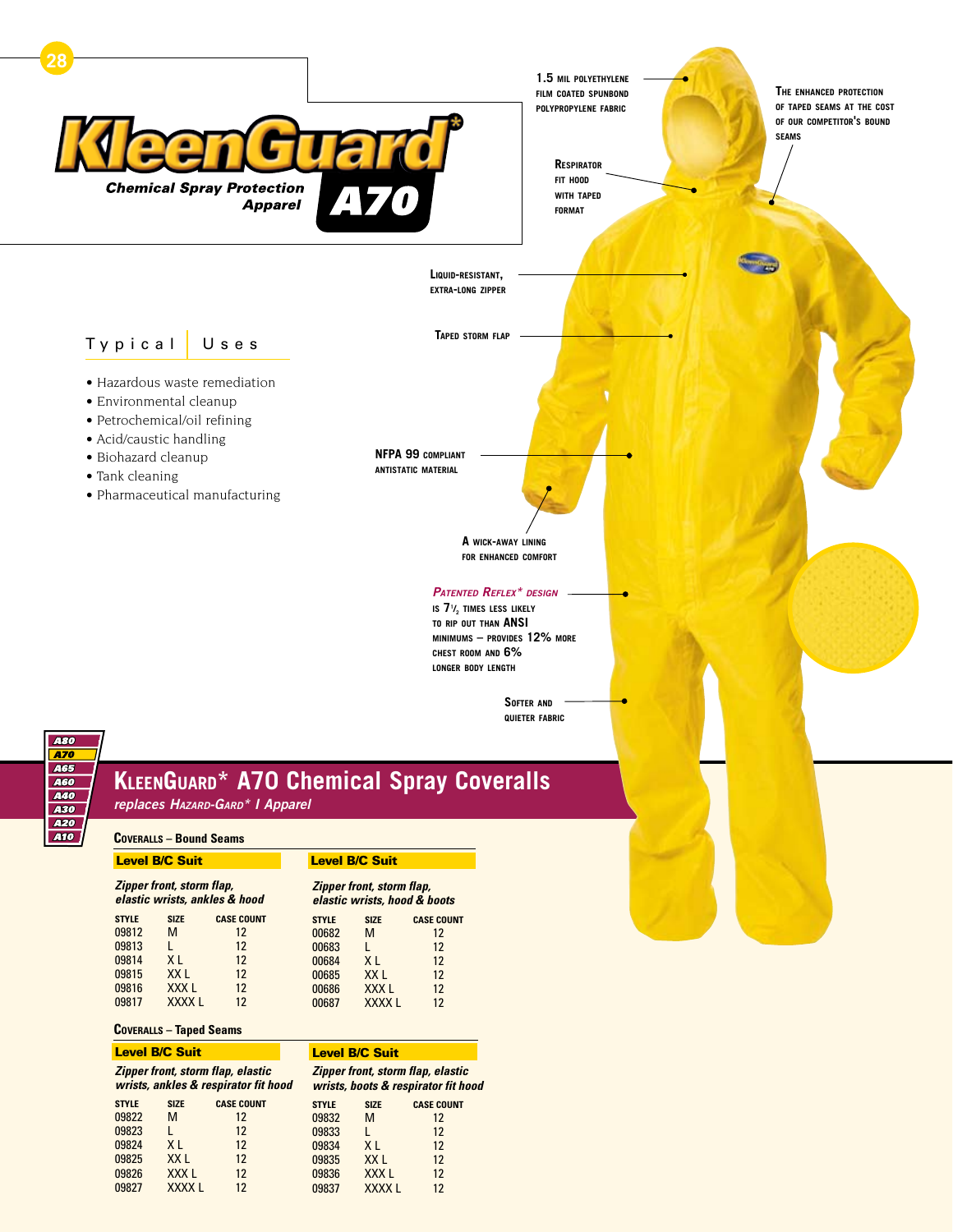# KleenGuard* A70

**Chemical Spray Protection Apparel**

1.5 mil polyethylene film coated spunbond polypropylene fabric

The enhanced protection of taped seams at the cost of our competitor's bound seams

Respirator fit hood with taped format

Liquid-resistant, extra-long zipper

Taped storm flap

NFPA 99 compliant antistatic material

A wick-away lining for enhanced comfort

*Patented Reflex* design* is 7½ times less likely to rip out than ANSI minimums – provides 12% more chest room and 6% longer body length

Softer and quieter fabric

## Typical Uses

- Hazardous waste remediation
- Environmental cleanup
- Petrochemical/oil refining
- Acid/caustic handling
- Biohazard cleanup
- Tank cleaning
- Pharmaceutical manufacturing

A80 | A70 | A65 | A60 | A40 | A30 | A20 | A10

## KleenGuard* A70 Chemical Spray Coveralls

*replaces Hazard-Gard* I Apparel*

### Coveralls – Bound Seams

**Level B/C Suit**

*Zipper front, storm flap, elastic wrists, ankles & hood*

| STYLE | SIZE | CASE COUNT |
|---|---|---|
| 09812 | M | 12 |
| 09813 | L | 12 |
| 09814 | X L | 12 |
| 09815 | XX L | 12 |
| 09816 | XXX L | 12 |
| 09817 | XXXX L | 12 |

**Level B/C Suit**

*Zipper front, storm flap, elastic wrists, hood & boots*

| STYLE | SIZE | CASE COUNT |
|---|---|---|
| 00682 | M | 12 |
| 00683 | L | 12 |
| 00684 | X L | 12 |
| 00685 | XX L | 12 |
| 00686 | XXX L | 12 |
| 00687 | XXXX L | 12 |

### Coveralls – Taped Seams

**Level B/C Suit**

*Zipper front, storm flap, elastic wrists, ankles & respirator fit hood*

| STYLE | SIZE | CASE COUNT |
|---|---|---|
| 09822 | M | 12 |
| 09823 | L | 12 |
| 09824 | X L | 12 |
| 09825 | XX L | 12 |
| 09826 | XXX L | 12 |
| 09827 | XXXX L | 12 |

**Level B/C Suit**

*Zipper front, storm flap, elastic wrists, boots & respirator fit hood*

| STYLE | SIZE | CASE COUNT |
|---|---|---|
| 09832 | M | 12 |
| 09833 | L | 12 |
| 09834 | X L | 12 |
| 09835 | XX L | 12 |
| 09836 | XXX L | 12 |
| 09837 | XXXX L | 12 |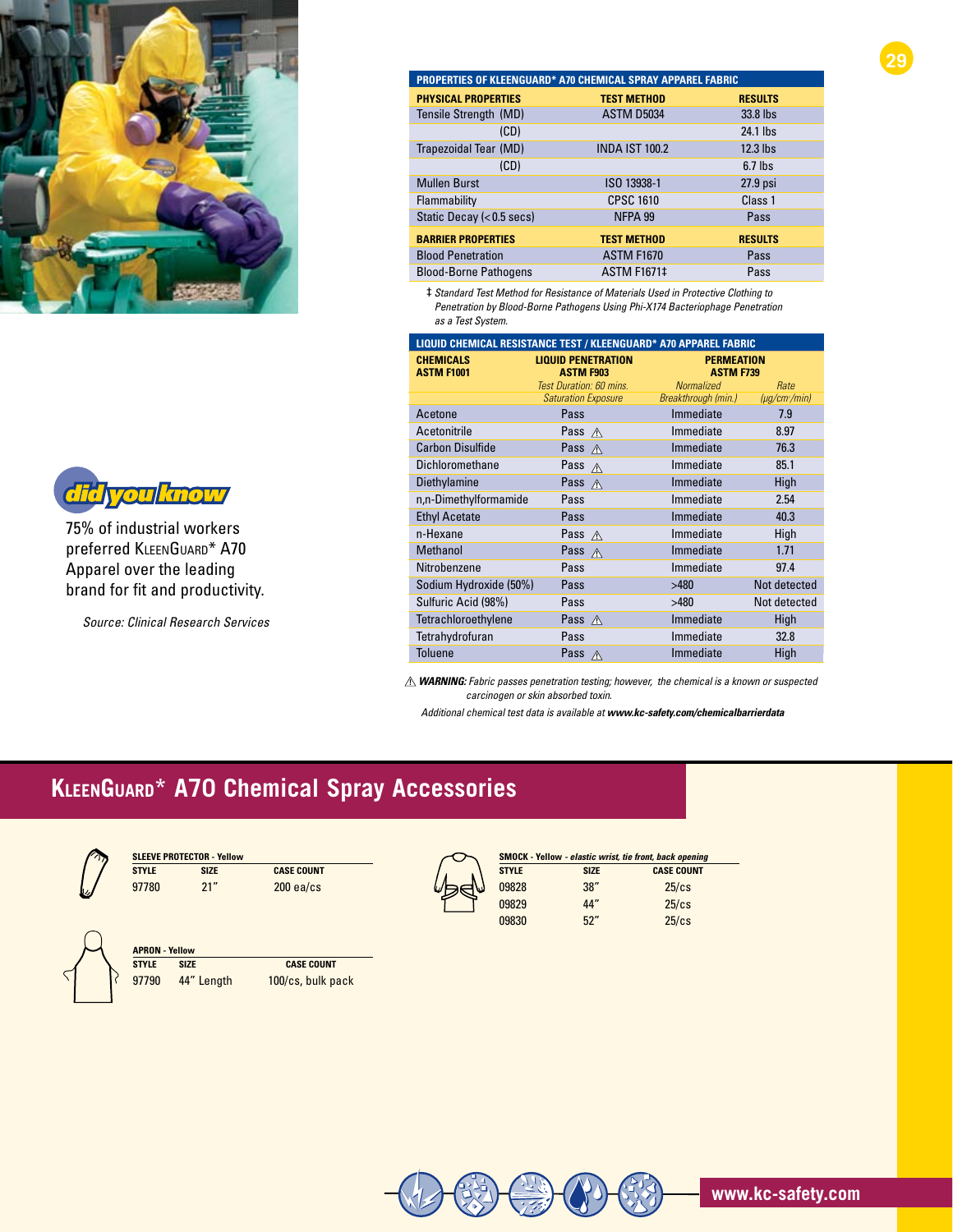## PROPERTIES OF KLEENGUARD* A70 CHEMICAL SPRAY APPAREL FABRIC

| PHYSICAL PROPERTIES | TEST METHOD | RESULTS |
|---|---|---|
| Tensile Strength (MD) | ASTM D5034 | 33.8 lbs |
| (CD) | | 24.1 lbs |
| Trapezoidal Tear (MD) | INDA IST 100.2 | 12.3 lbs |
| (CD) | | 6.7 lbs |
| Mullen Burst | ISO 13938-1 | 27.9 psi |
| Flammability | CPSC 1610 | Class 1 |
| Static Decay (<0.5 secs) | NFPA 99 | Pass |
| **BARRIER PROPERTIES** | **TEST METHOD** | **RESULTS** |
| Blood Penetration | ASTM F1670 | Pass |
| Blood-Borne Pathogens | ASTM F1671‡ | Pass |

‡ *Standard Test Method for Resistance of Materials Used in Protective Clothing to Penetration by Blood-Borne Pathogens Using Phi-X174 Bacteriophage Penetration as a Test System.*

## LIQUID CHEMICAL RESISTANCE TEST / KLEENGUARD* A70 APPAREL FABRIC

| CHEMICALS ASTM F1001 | LIQUID PENETRATION ASTM F903 | PERMEATION ASTM F739 | |
|---|---|---|---|
| | *Test Duration: 60 mins. Saturation Exposure* | *Normalized Breakthrough (min.)* | *Rate (μg/cm²/min)* |
| Acetone | Pass | Immediate | 7.9 |
| Acetonitrile | Pass ⚠ | Immediate | 8.97 |
| Carbon Disulfide | Pass ⚠ | Immediate | 76.3 |
| Dichloromethane | Pass ⚠ | Immediate | 85.1 |
| Diethylamine | Pass ⚠ | Immediate | High |
| n,n-Dimethylformamide | Pass | Immediate | 2.54 |
| Ethyl Acetate | Pass | Immediate | 40.3 |
| n-Hexane | Pass ⚠ | Immediate | High |
| Methanol | Pass ⚠ | Immediate | 1.71 |
| Nitrobenzene | Pass | Immediate | 97.4 |
| Sodium Hydroxide (50%) | Pass | >480 | Not detected |
| Sulfuric Acid (98%) | Pass | >480 | Not detected |
| Tetrachloroethylene | Pass ⚠ | Immediate | High |
| Tetrahydrofuran | Pass | Immediate | 32.8 |
| Toluene | Pass ⚠ | Immediate | High |

⚠ ***WARNING:*** *Fabric passes penetration testing; however, the chemical is a known or suspected carcinogen or skin absorbed toxin.*

*Additional chemical test data is available at* ***www.kc-safety.com/chemicalbarrierdata***

**did you know**

75% of industrial workers preferred KLEENGUARD* A70 Apparel over the leading brand for fit and productivity.

*Source: Clinical Research Services*

# KLEENGUARD* A70 Chemical Spray Accessories

**SLEEVE PROTECTOR - Yellow**

| STYLE | SIZE | CASE COUNT |
|---|---|---|
| 97780 | 21″ | 200 ea/cs |

**APRON - Yellow**

| STYLE | SIZE | CASE COUNT |
|---|---|---|
| 97790 | 44″ Length | 100/cs, bulk pack |

**SMOCK - Yellow** - *elastic wrist, tie front, back opening*

| STYLE | SIZE | CASE COUNT |
|---|---|---|
| 09828 | 38″ | 25/cs |
| 09829 | 44″ | 25/cs |
| 09830 | 52″ | 25/cs |

www.kc-safety.com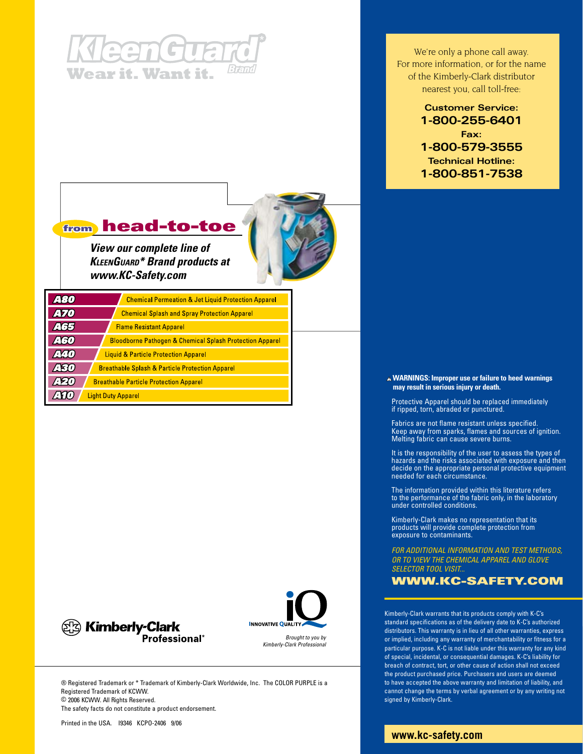KleenGuard* Brand

Wear it. Want it.

We're only a phone call away. For more information, or for the name of the Kimberly-Clark distributor nearest you, call toll-free:

**Customer Service:**
**1-800-255-6401**
**Fax:**
**1-800-579-3555**
**Technical Hotline:**
**1-800-851-7538**

## from head-to-toe

***View our complete line of KLEENGUARD* Brand products at www.KC-Safety.com***

| | |
|---|---|
| A80 | Chemical Permeation & Jet Liquid Protection Apparel |
| A70 | Chemical Splash and Spray Protection Apparel |
| A65 | Flame Resistant Apparel |
| A60 | Bloodborne Pathogen & Chemical Splash Protection Apparel |
| A40 | Liquid & Particle Protection Apparel |
| A30 | Breathable Splash & Particle Protection Apparel |
| A20 | Breathable Particle Protection Apparel |
| A10 | Light Duty Apparel |

**WARNINGS: Improper use or failure to heed warnings may result in serious injury or death.**

Protective Apparel should be replaced immediately if ripped, torn, abraded or punctured.

Fabrics are not flame resistant unless specified. Keep away from sparks, flames and sources of ignition. Melting fabric can cause severe burns.

It is the responsibility of the user to assess the types of hazards and the risks associated with exposure and then decide on the appropriate personal protective equipment needed for each circumstance.

The information provided within this literature refers to the performance of the fabric only, in the laboratory under controlled conditions.

Kimberly-Clark makes no representation that its products will provide complete protection from exposure to contaminants.

*FOR ADDITIONAL INFORMATION AND TEST METHODS, OR TO VIEW THE CHEMICAL APPAREL AND GLOVE SELECTOR TOOL VISIT...*

**WWW.KC-SAFETY.COM**

Kimberly-Clark warrants that its products comply with K-C's standard specifications as of the delivery date to K-C's authorized distributors. This warranty is in lieu of all other warranties, express or implied, including any warranty of merchantability or fitness for a particular purpose. K-C is not liable under this warranty for any kind of special, incidental, or consequential damages. K-C's liability for breach of contract, tort, or other cause of action shall not exceed the product purchased price. Purchasers and users are deemed to have accepted the above warranty and limitation of liability, and cannot change the terms by verbal agreement or by any writing not signed by Kimberly-Clark.

Kimberly-Clark Professional*

INNOVATIVE QUALITY iQ

*Brought to you by Kimberly-Clark Professional*

® Registered Trademark or * Trademark of Kimberly-Clark Worldwide, Inc. The COLOR PURPLE is a Registered Trademark of KCWW.
© 2006 KCWW. All Rights Reserved.
The safety facts do not constitute a product endorsement.

Printed in the USA. I9346 KCPO-2406 9/06

**www.kc-safety.com**